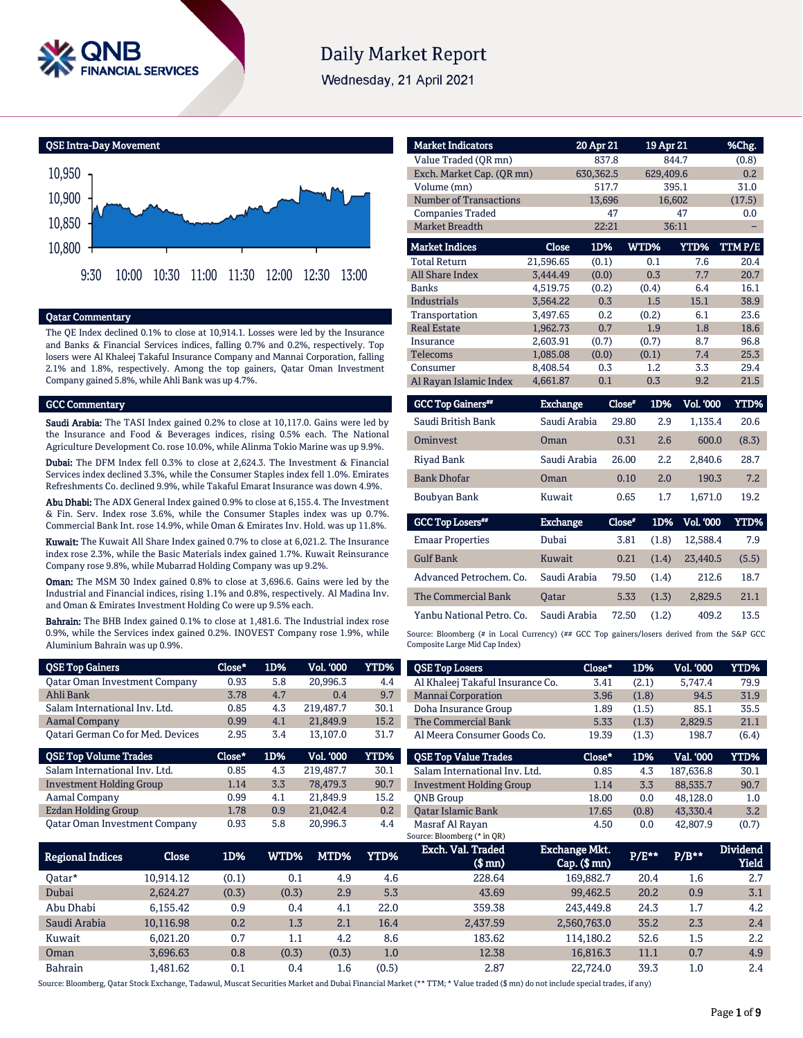# Daily Market Report

Wednesday, 21 April 2021

## QSE Intra-Day Movement

## Qatar Commentary

The QE Index declined 0.1% to close at 10,914.1. Losses were led by the Insurance and Banks & Financial Services indices, falling 0.7% and 0.2%, respectively. Top losers were Al Khaleej Takaful Insurance Company and Mannai Corporation, falling 2.1% and 1.8%, respectively. Among the top gainers, Qatar Oman Investment Company gained 5.8%, while Ahli Bank was up 4.7%.

## GCC Commentary

**Saudi Arabia:** The TASI Index gained 0.2% to close at 10,117.0. Gains were led by the Insurance and Food & Beverages indices, rising 0.5% each. The National Agriculture Development Co. rose 10.0%, while Alinma Tokio Marine was up 9.9%.

**Dubai:** The DFM Index fell 0.3% to close at 2,624.3. The Investment & Financial Services index declined 3.3%, while the Consumer Staples index fell 1.0%. Emirates Refreshments Co. declined 9.9%, while Takaful Emarat Insurance was down 4.9%.

**Abu Dhabi:** The ADX General Index gained 0.9% to close at 6,155.4. The Investment & Fin. Serv. Index rose 3.6%, while the Consumer Staples index was up 0.7%. Commercial Bank Int. rose 14.9%, while Oman & Emirates Inv. Hold. was up 11.8%.

**Kuwait:** The Kuwait All Share Index gained 0.7% to close at 6,021.2. The Insurance index rose 2.3%, while the Basic Materials index gained 1.7%. Kuwait Reinsurance Company rose 9.8%, while Mubarrad Holding Company was up 9.2%.

**Oman:** The MSM 30 Index gained 0.8% to close at 3,696.6. Gains were led by the Industrial and Financial indices, rising 1.1% and 0.8%, respectively. Al Madina Inv. and Oman & Emirates Investment Holding Co were up 9.5% each.

**Bahrain:** The BHB Index gained 0.1% to close at 1,481.6. The Industrial index rose 0.9%, while the Services index gained 0.2%. INOVEST Company rose 1.9%, while Aluminium Bahrain was up 0.9%.

| Market Indicators | 20 Apr 21 | 19 Apr 21 | %Chg. |
|---|---|---|---|
| Value Traded (QR mn) | 837.8 | 844.7 | (0.8) |
| Exch. Market Cap. (QR mn) | 630,362.5 | 629,409.6 | 0.2 |
| Volume (mn) | 517.7 | 395.1 | 31.0 |
| Number of Transactions | 13,696 | 16,602 | (17.5) |
| Companies Traded | 47 | 47 | 0.0 |
| Market Breadth | 22:21 | 36:11 | – |

| Market Indices | Close | 1D% | WTD% | YTD% | TTM P/E |
|---|---|---|---|---|---|
| Total Return | 21,596.65 | (0.1) | 0.1 | 7.6 | 20.4 |
| All Share Index | 3,444.49 | (0.0) | 0.3 | 7.7 | 20.7 |
| Banks | 4,519.75 | (0.2) | (0.4) | 6.4 | 16.1 |
| Industrials | 3,564.22 | 0.3 | 1.5 | 15.1 | 38.9 |
| Transportation | 3,497.65 | 0.2 | (0.2) | 6.1 | 23.6 |
| Real Estate | 1,962.73 | 0.7 | 1.9 | 1.8 | 18.6 |
| Insurance | 2,603.91 | (0.7) | (0.7) | 8.7 | 96.8 |
| Telecoms | 1,085.08 | (0.0) | (0.1) | 7.4 | 25.3 |
| Consumer | 8,408.54 | 0.3 | 1.2 | 3.3 | 29.4 |
| Al Rayan Islamic Index | 4,661.87 | 0.1 | 0.3 | 9.2 | 21.5 |

| GCC Top Gainers## | Exchange | Close# | 1D% | Vol. '000 | YTD% |
|---|---|---|---|---|---|
| Saudi British Bank | Saudi Arabia | 29.80 | 2.9 | 1,135.4 | 20.6 |
| Ominvest | Oman | 0.31 | 2.6 | 600.0 | (8.3) |
| Riyad Bank | Saudi Arabia | 26.00 | 2.2 | 2,840.6 | 28.7 |
| Bank Dhofar | Oman | 0.10 | 2.0 | 190.3 | 7.2 |
| Boubyan Bank | Kuwait | 0.65 | 1.7 | 1,671.0 | 19.2 |

| GCC Top Losers## | Exchange | Close# | 1D% | Vol. '000 | YTD% |
|---|---|---|---|---|---|
| Emaar Properties | Dubai | 3.81 | (1.8) | 12,588.4 | 7.9 |
| Gulf Bank | Kuwait | 0.21 | (1.4) | 23,440.5 | (5.5) |
| Advanced Petrochem. Co. | Saudi Arabia | 79.50 | (1.4) | 212.6 | 18.7 |
| The Commercial Bank | Qatar | 5.33 | (1.3) | 2,829.5 | 21.1 |
| Yanbu National Petro. Co. | Saudi Arabia | 72.50 | (1.2) | 409.2 | 13.5 |

Source: Bloomberg (# in Local Currency) (## GCC Top gainers/losers derived from the S&P GCC Composite Large Mid Cap Index)

| QSE Top Gainers | Close* | 1D% | Vol. '000 | YTD% |
|---|---|---|---|---|
| Qatar Oman Investment Company | 0.93 | 5.8 | 20,996.3 | 4.4 |
| Ahli Bank | 3.78 | 4.7 | 0.4 | 9.7 |
| Salam International Inv. Ltd. | 0.85 | 4.3 | 219,487.7 | 30.1 |
| Aamal Company | 0.99 | 4.1 | 21,849.9 | 15.2 |
| Qatari German Co for Med. Devices | 2.95 | 3.4 | 13,107.0 | 31.7 |

| QSE Top Losers | Close* | 1D% | Vol. '000 | YTD% |
|---|---|---|---|---|
| Al Khaleej Takaful Insurance Co. | 3.41 | (2.1) | 5,747.4 | 79.9 |
| Mannai Corporation | 3.96 | (1.8) | 94.5 | 31.9 |
| Doha Insurance Group | 1.89 | (1.5) | 85.1 | 35.5 |
| The Commercial Bank | 5.33 | (1.3) | 2,829.5 | 21.1 |
| Al Meera Consumer Goods Co. | 19.39 | (1.3) | 198.7 | (6.4) |

| QSE Top Volume Trades | Close* | 1D% | Vol. '000 | YTD% |
|---|---|---|---|---|
| Salam International Inv. Ltd. | 0.85 | 4.3 | 219,487.7 | 30.1 |
| Investment Holding Group | 1.14 | 3.3 | 78,479.3 | 90.7 |
| Aamal Company | 0.99 | 4.1 | 21,849.9 | 15.2 |
| Ezdan Holding Group | 1.78 | 0.9 | 21,042.4 | 0.2 |
| Qatar Oman Investment Company | 0.93 | 5.8 | 20,996.3 | 4.4 |

| QSE Top Value Trades | Close* | 1D% | Val. '000 | YTD% |
|---|---|---|---|---|
| Salam International Inv. Ltd. | 0.85 | 4.3 | 187,636.8 | 30.1 |
| Investment Holding Group | 1.14 | 3.3 | 88,535.7 | 90.7 |
| QNB Group | 18.00 | 0.0 | 48,128.0 | 1.0 |
| Qatar Islamic Bank | 17.65 | (0.8) | 43,330.4 | 3.2 |
| Masraf Al Rayan | 4.50 | 0.0 | 42,807.9 | (0.7) |

Source: Bloomberg (* in QR)

| Regional Indices | Close | 1D% | WTD% | MTD% | YTD% | Exch. Val. Traded ($ mn) | Exchange Mkt. Cap. ($ mn) | P/E** | P/B** | Dividend Yield |
|---|---|---|---|---|---|---|---|---|---|---|
| Qatar* | 10,914.12 | (0.1) | 0.1 | 4.9 | 4.6 | 228.64 | 169,882.7 | 20.4 | 1.6 | 2.7 |
| Dubai | 2,624.27 | (0.3) | (0.3) | 2.9 | 5.3 | 43.69 | 99,462.5 | 20.2 | 0.9 | 3.1 |
| Abu Dhabi | 6,155.42 | 0.9 | 0.4 | 4.1 | 22.0 | 359.38 | 243,449.8 | 24.3 | 1.7 | 4.2 |
| Saudi Arabia | 10,116.98 | 0.2 | 1.3 | 2.1 | 16.4 | 2,437.59 | 2,560,763.0 | 35.2 | 2.3 | 2.4 |
| Kuwait | 6,021.20 | 0.7 | 1.1 | 4.2 | 8.6 | 183.62 | 114,180.2 | 52.6 | 1.5 | 2.2 |
| Oman | 3,696.63 | 0.8 | (0.3) | (0.3) | 1.0 | 12.38 | 16,816.3 | 11.1 | 0.7 | 4.9 |
| Bahrain | 1,481.62 | 0.1 | 0.4 | 1.6 | (0.5) | 2.87 | 22,724.0 | 39.3 | 1.0 | 2.4 |

Source: Bloomberg, Qatar Stock Exchange, Tadawul, Muscat Securities Market and Dubai Financial Market (** TTM; * Value traded ($ mn) do not include special trades, if any)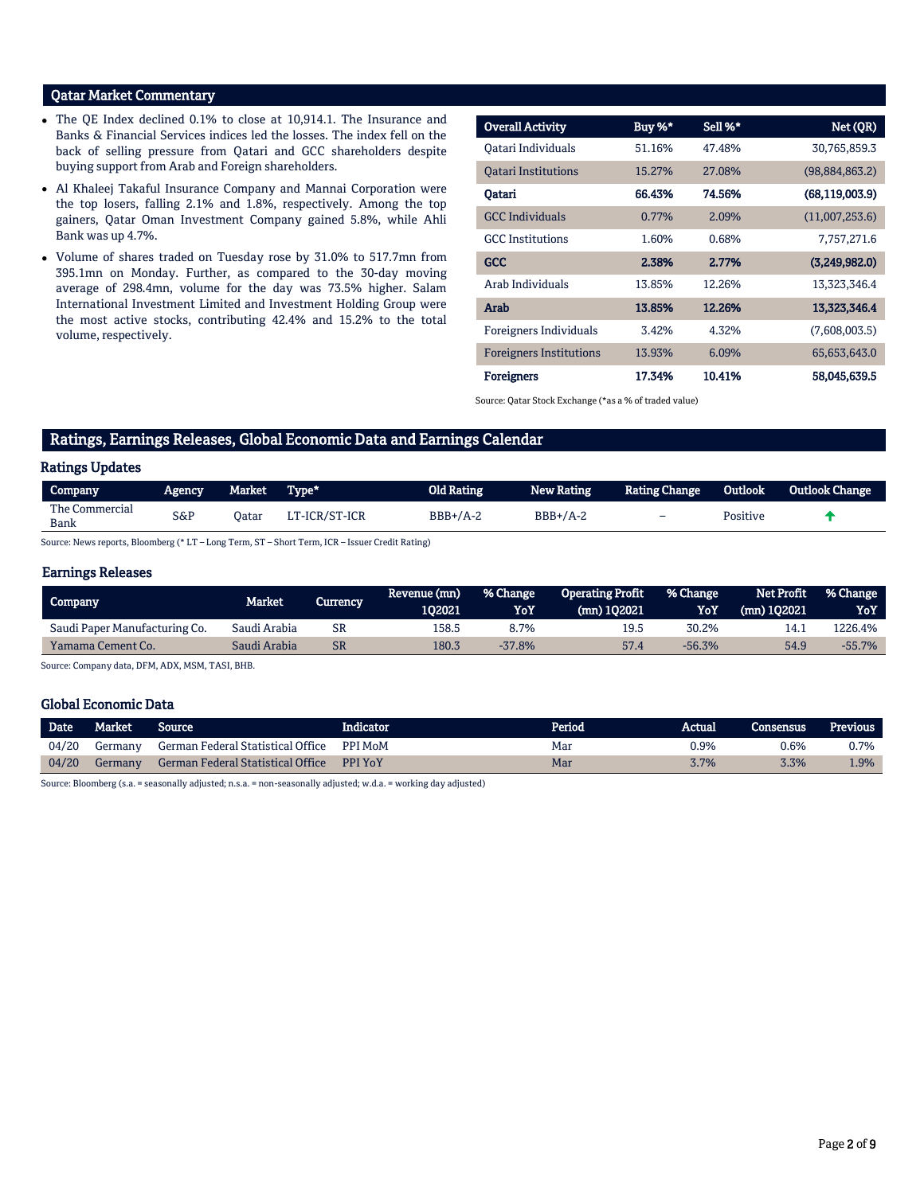## Qatar Market Commentary

- The QE Index declined 0.1% to close at 10,914.1. The Insurance and Banks & Financial Services indices led the losses. The index fell on the back of selling pressure from Qatari and GCC shareholders despite buying support from Arab and Foreign shareholders.
- Al Khaleej Takaful Insurance Company and Mannai Corporation were the top losers, falling 2.1% and 1.8%, respectively. Among the top gainers, Qatar Oman Investment Company gained 5.8%, while Ahli Bank was up 4.7%.
- Volume of shares traded on Tuesday rose by 31.0% to 517.7mn from 395.1mn on Monday. Further, as compared to the 30-day moving average of 298.4mn, volume for the day was 73.5% higher. Salam International Investment Limited and Investment Holding Group were the most active stocks, contributing 42.4% and 15.2% to the total volume, respectively.

| Overall Activity | Buy %* | Sell %* | Net (QR) |
|---|---|---|---|
| Qatari Individuals | 51.16% | 47.48% | 30,765,859.3 |
| Qatari Institutions | 15.27% | 27.08% | (98,884,863.2) |
| **Qatari** | **66.43%** | **74.56%** | **(68,119,003.9)** |
| GCC Individuals | 0.77% | 2.09% | (11,007,253.6) |
| GCC Institutions | 1.60% | 0.68% | 7,757,271.6 |
| **GCC** | **2.38%** | **2.77%** | **(3,249,982.0)** |
| Arab Individuals | 13.85% | 12.26% | 13,323,346.4 |
| **Arab** | **13.85%** | **12.26%** | **13,323,346.4** |
| Foreigners Individuals | 3.42% | 4.32% | (7,608,003.5) |
| Foreigners Institutions | 13.93% | 6.09% | 65,653,643.0 |
| **Foreigners** | **17.34%** | **10.41%** | **58,045,639.5** |

Source: Qatar Stock Exchange (*as a % of traded value)

## Ratings, Earnings Releases, Global Economic Data and Earnings Calendar

### Ratings Updates

| Company | Agency | Market | Type* | Old Rating | New Rating | Rating Change | Outlook | Outlook Change |
|---|---|---|---|---|---|---|---|---|
| The Commercial Bank | S&P | Qatar | LT-ICR/ST-ICR | BBB+/A-2 | BBB+/A-2 | – | Positive | ↑ |

Source: News reports, Bloomberg (* LT – Long Term, ST – Short Term, ICR – Issuer Credit Rating)

### Earnings Releases

| Company | Market | Currency | Revenue (mn) 1Q2021 | % Change YoY | Operating Profit (mn) 1Q2021 | % Change YoY | Net Profit (mn) 1Q2021 | % Change YoY |
|---|---|---|---|---|---|---|---|---|
| Saudi Paper Manufacturing Co. | Saudi Arabia | SR | 158.5 | 8.7% | 19.5 | 30.2% | 14.1 | 1226.4% |
| Yamama Cement Co. | Saudi Arabia | SR | 180.3 | -37.8% | 57.4 | -56.3% | 54.9 | -55.7% |

Source: Company data, DFM, ADX, MSM, TASI, BHB.

### Global Economic Data

| Date | Market | Source | Indicator | Period | Actual | Consensus | Previous |
|---|---|---|---|---|---|---|---|
| 04/20 | Germany | German Federal Statistical Office | PPI MoM | Mar | 0.9% | 0.6% | 0.7% |
| 04/20 | Germany | German Federal Statistical Office | PPI YoY | Mar | 3.7% | 3.3% | 1.9% |

Source: Bloomberg (s.a. = seasonally adjusted; n.s.a. = non-seasonally adjusted; w.d.a. = working day adjusted)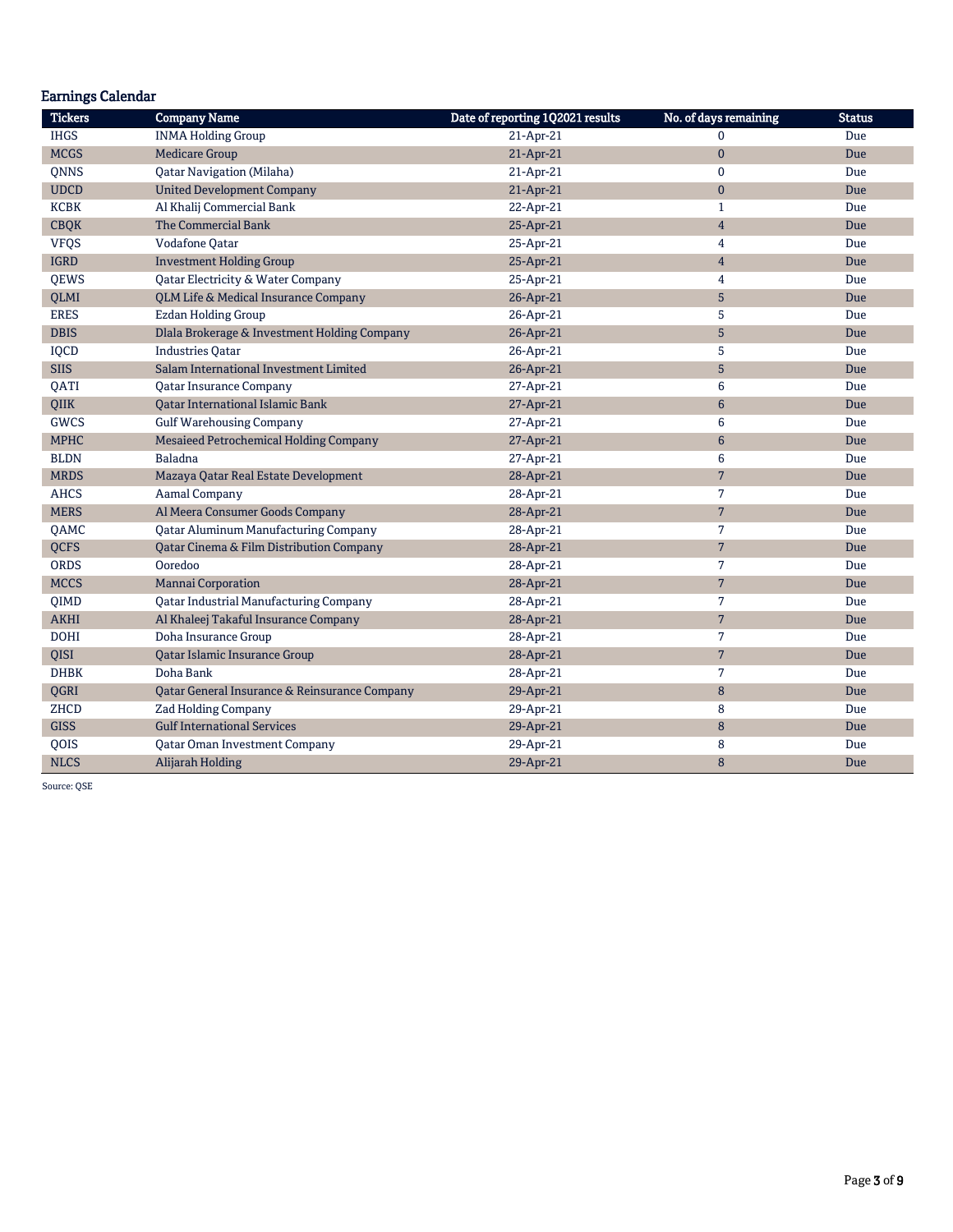## Earnings Calendar

| Tickers | Company Name | Date of reporting 1Q2021 results | No. of days remaining | Status |
|---|---|---|---|---|
| IHGS | INMA Holding Group | 21-Apr-21 | 0 | Due |
| MCGS | Medicare Group | 21-Apr-21 | 0 | Due |
| QNNS | Qatar Navigation (Milaha) | 21-Apr-21 | 0 | Due |
| UDCD | United Development Company | 21-Apr-21 | 0 | Due |
| KCBK | Al Khalij Commercial Bank | 22-Apr-21 | 1 | Due |
| CBQK | The Commercial Bank | 25-Apr-21 | 4 | Due |
| VFQS | Vodafone Qatar | 25-Apr-21 | 4 | Due |
| IGRD | Investment Holding Group | 25-Apr-21 | 4 | Due |
| QEWS | Qatar Electricity & Water Company | 25-Apr-21 | 4 | Due |
| QLMI | QLM Life & Medical Insurance Company | 26-Apr-21 | 5 | Due |
| ERES | Ezdan Holding Group | 26-Apr-21 | 5 | Due |
| DBIS | Dlala Brokerage & Investment Holding Company | 26-Apr-21 | 5 | Due |
| IQCD | Industries Qatar | 26-Apr-21 | 5 | Due |
| SIIS | Salam International Investment Limited | 26-Apr-21 | 5 | Due |
| QATI | Qatar Insurance Company | 27-Apr-21 | 6 | Due |
| QIIK | Qatar International Islamic Bank | 27-Apr-21 | 6 | Due |
| GWCS | Gulf Warehousing Company | 27-Apr-21 | 6 | Due |
| MPHC | Mesaieed Petrochemical Holding Company | 27-Apr-21 | 6 | Due |
| BLDN | Baladna | 27-Apr-21 | 6 | Due |
| MRDS | Mazaya Qatar Real Estate Development | 28-Apr-21 | 7 | Due |
| AHCS | Aamal Company | 28-Apr-21 | 7 | Due |
| MERS | Al Meera Consumer Goods Company | 28-Apr-21 | 7 | Due |
| QAMC | Qatar Aluminum Manufacturing Company | 28-Apr-21 | 7 | Due |
| QCFS | Qatar Cinema & Film Distribution Company | 28-Apr-21 | 7 | Due |
| ORDS | Ooredoo | 28-Apr-21 | 7 | Due |
| MCCS | Mannai Corporation | 28-Apr-21 | 7 | Due |
| QIMD | Qatar Industrial Manufacturing Company | 28-Apr-21 | 7 | Due |
| AKHI | Al Khaleej Takaful Insurance Company | 28-Apr-21 | 7 | Due |
| DOHI | Doha Insurance Group | 28-Apr-21 | 7 | Due |
| QISI | Qatar Islamic Insurance Group | 28-Apr-21 | 7 | Due |
| DHBK | Doha Bank | 28-Apr-21 | 7 | Due |
| QGRI | Qatar General Insurance & Reinsurance Company | 29-Apr-21 | 8 | Due |
| ZHCD | Zad Holding Company | 29-Apr-21 | 8 | Due |
| GISS | Gulf International Services | 29-Apr-21 | 8 | Due |
| QOIS | Qatar Oman Investment Company | 29-Apr-21 | 8 | Due |
| NLCS | Alijarah Holding | 29-Apr-21 | 8 | Due |

Source: QSE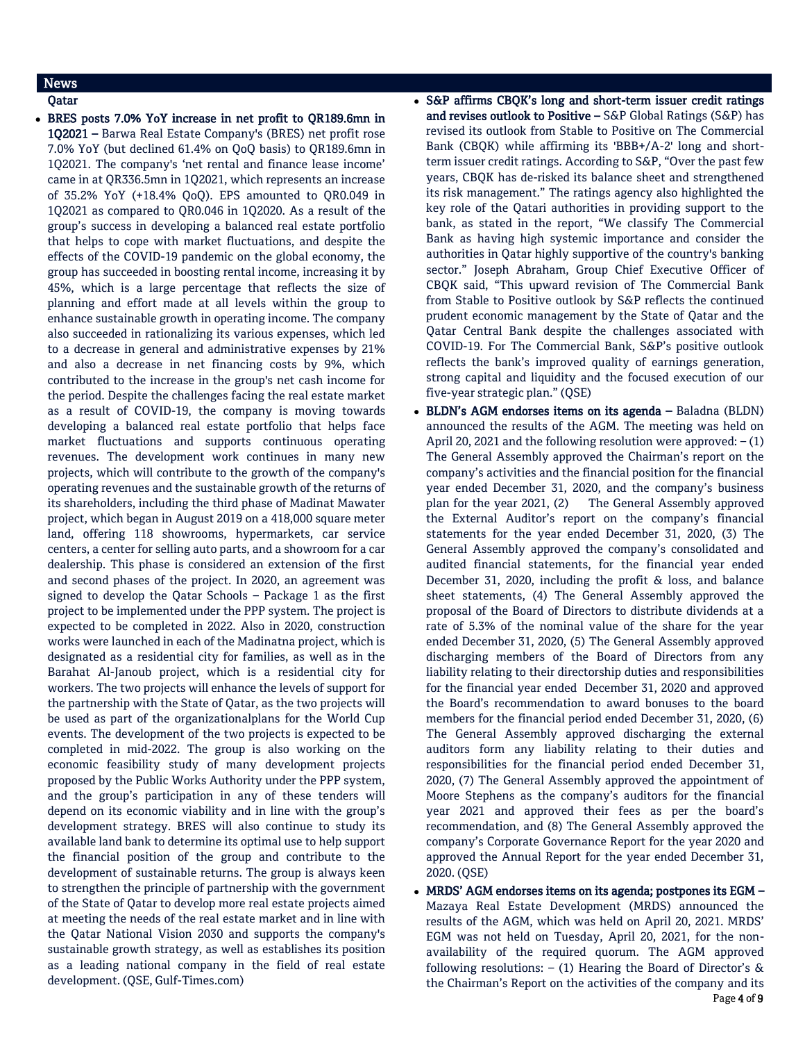## News

### Qatar

- **BRES posts 7.0% YoY increase in net profit to QR189.6mn in 1Q2021 –** Barwa Real Estate Company's (BRES) net profit rose 7.0% YoY (but declined 61.4% on QoQ basis) to QR189.6mn in 1Q2021. The company's 'net rental and finance lease income' came in at QR336.5mn in 1Q2021, which represents an increase of 35.2% YoY (+18.4% QoQ). EPS amounted to QR0.049 in 1Q2021 as compared to QR0.046 in 1Q2020. As a result of the group's success in developing a balanced real estate portfolio that helps to cope with market fluctuations, and despite the effects of the COVID-19 pandemic on the global economy, the group has succeeded in boosting rental income, increasing it by 45%, which is a large percentage that reflects the size of planning and effort made at all levels within the group to enhance sustainable growth in operating income. The company also succeeded in rationalizing its various expenses, which led to a decrease in general and administrative expenses by 21% and also a decrease in net financing costs by 9%, which contributed to the increase in the group's net cash income for the period. Despite the challenges facing the real estate market as a result of COVID-19, the company is moving towards developing a balanced real estate portfolio that helps face market fluctuations and supports continuous operating revenues. The development work continues in many new projects, which will contribute to the growth of the company's operating revenues and the sustainable growth of the returns of its shareholders, including the third phase of Madinat Mawater project, which began in August 2019 on a 418,000 square meter land, offering 118 showrooms, hypermarkets, car service centers, a center for selling auto parts, and a showroom for a car dealership. This phase is considered an extension of the first and second phases of the project. In 2020, an agreement was signed to develop the Qatar Schools – Package 1 as the first project to be implemented under the PPP system. The project is expected to be completed in 2022. Also in 2020, construction works were launched in each of the Madinatna project, which is designated as a residential city for families, as well as in the Barahat Al-Janoub project, which is a residential city for workers. The two projects will enhance the levels of support for the partnership with the State of Qatar, as the two projects will be used as part of the organizationalplans for the World Cup events. The development of the two projects is expected to be completed in mid-2022. The group is also working on the economic feasibility study of many development projects proposed by the Public Works Authority under the PPP system, and the group's participation in any of these tenders will depend on its economic viability and in line with the group's development strategy. BRES will also continue to study its available land bank to determine its optimal use to help support the financial position of the group and contribute to the development of sustainable returns. The group is always keen to strengthen the principle of partnership with the government of the State of Qatar to develop more real estate projects aimed at meeting the needs of the real estate market and in line with the Qatar National Vision 2030 and supports the company's sustainable growth strategy, as well as establishes its position as a leading national company in the field of real estate development. (QSE, Gulf-Times.com)

- **S&P affirms CBQK's long and short-term issuer credit ratings and revises outlook to Positive –** S&P Global Ratings (S&P) has revised its outlook from Stable to Positive on The Commercial Bank (CBQK) while affirming its 'BBB+/A-2' long and short-term issuer credit ratings. According to S&P, "Over the past few years, CBQK has de-risked its balance sheet and strengthened its risk management." The ratings agency also highlighted the key role of the Qatari authorities in providing support to the bank, as stated in the report, "We classify The Commercial Bank as having high systemic importance and consider the authorities in Qatar highly supportive of the country's banking sector." Joseph Abraham, Group Chief Executive Officer of CBQK said, "This upward revision of The Commercial Bank from Stable to Positive outlook by S&P reflects the continued prudent economic management by the State of Qatar and the Qatar Central Bank despite the challenges associated with COVID-19. For The Commercial Bank, S&P's positive outlook reflects the bank's improved quality of earnings generation, strong capital and liquidity and the focused execution of our five-year strategic plan." (QSE)

- **BLDN's AGM endorses items on its agenda –** Baladna (BLDN) announced the results of the AGM. The meeting was held on April 20, 2021 and the following resolution were approved: – (1) The General Assembly approved the Chairman's report on the company's activities and the financial position for the financial year ended December 31, 2020, and the company's business plan for the year 2021, (2) The General Assembly approved the External Auditor's report on the company's financial statements for the year ended December 31, 2020, (3) The General Assembly approved the company's consolidated and audited financial statements, for the financial year ended December 31, 2020, including the profit & loss, and balance sheet statements, (4) The General Assembly approved the proposal of the Board of Directors to distribute dividends at a rate of 5.3% of the nominal value of the share for the year ended December 31, 2020, (5) The General Assembly approved discharging members of the Board of Directors from any liability relating to their directorship duties and responsibilities for the financial year ended December 31, 2020 and approved the Board's recommendation to award bonuses to the board members for the financial period ended December 31, 2020, (6) The General Assembly approved discharging the external auditors form any liability relating to their duties and responsibilities for the financial period ended December 31, 2020, (7) The General Assembly approved the appointment of Moore Stephens as the company's auditors for the financial year 2021 and approved their fees as per the board's recommendation, and (8) The General Assembly approved the company's Corporate Governance Report for the year 2020 and approved the Annual Report for the year ended December 31, 2020. (QSE)

- **MRDS' AGM endorses items on its agenda; postpones its EGM –** Mazaya Real Estate Development (MRDS) announced the results of the AGM, which was held on April 20, 2021. MRDS' EGM was not held on Tuesday, April 20, 2021, for the non-availability of the required quorum. The AGM approved following resolutions: – (1) Hearing the Board of Director's & the Chairman's Report on the activities of the company and its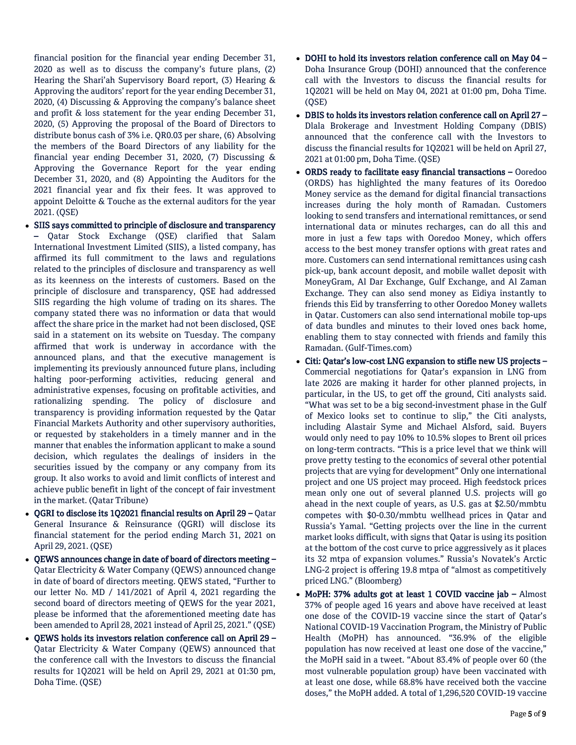financial position for the financial year ending December 31, 2020 as well as to discuss the company's future plans, (2) Hearing the Shari'ah Supervisory Board report, (3) Hearing & Approving the auditors' report for the year ending December 31, 2020, (4) Discussing & Approving the company's balance sheet and profit & loss statement for the year ending December 31, 2020, (5) Approving the proposal of the Board of Directors to distribute bonus cash of 3% i.e. QR0.03 per share, (6) Absolving the members of the Board Directors of any liability for the financial year ending December 31, 2020, (7) Discussing & Approving the Governance Report for the year ending December 31, 2020, and (8) Appointing the Auditors for the 2021 financial year and fix their fees. It was approved to appoint Deloitte & Touche as the external auditors for the year 2021. (QSE)

- **SIIS says committed to principle of disclosure and transparency –** Qatar Stock Exchange (QSE) clarified that Salam International Investment Limited (SIIS), a listed company, has affirmed its full commitment to the laws and regulations related to the principles of disclosure and transparency as well as its keenness on the interests of customers. Based on the principle of disclosure and transparency, QSE had addressed SIIS regarding the high volume of trading on its shares. The company stated there was no information or data that would affect the share price in the market had not been disclosed, QSE said in a statement on its website on Tuesday. The company affirmed that work is underway in accordance with the announced plans, and that the executive management is implementing its previously announced future plans, including halting poor-performing activities, reducing general and administrative expenses, focusing on profitable activities, and rationalizing spending. The policy of disclosure and transparency is providing information requested by the Qatar Financial Markets Authority and other supervisory authorities, or requested by stakeholders in a timely manner and in the manner that enables the information applicant to make a sound decision, which regulates the dealings of insiders in the securities issued by the company or any company from its group. It also works to avoid and limit conflicts of interest and achieve public benefit in light of the concept of fair investment in the market. (Qatar Tribune)
- **QGRI to disclose its 1Q2021 financial results on April 29 –** Qatar General Insurance & Reinsurance (QGRI) will disclose its financial statement for the period ending March 31, 2021 on April 29, 2021. (QSE)
- **QEWS announces change in date of board of directors meeting –** Qatar Electricity & Water Company (QEWS) announced change in date of board of directors meeting. QEWS stated, "Further to our letter No. MD / 141/2021 of April 4, 2021 regarding the second board of directors meeting of QEWS for the year 2021, please be informed that the aforementioned meeting date has been amended to April 28, 2021 instead of April 25, 2021." (QSE)
- **QEWS holds its investors relation conference call on April 29 –** Qatar Electricity & Water Company (QEWS) announced that the conference call with the Investors to discuss the financial results for 1Q2021 will be held on April 29, 2021 at 01:30 pm, Doha Time. (QSE)
- **DOHI to hold its investors relation conference call on May 04 –** Doha Insurance Group (DOHI) announced that the conference call with the Investors to discuss the financial results for 1Q2021 will be held on May 04, 2021 at 01:00 pm, Doha Time. (QSE)
- **DBIS to holds its investors relation conference call on April 27 –** Dlala Brokerage and Investment Holding Company (DBIS) announced that the conference call with the Investors to discuss the financial results for 1Q2021 will be held on April 27, 2021 at 01:00 pm, Doha Time. (QSE)
- **ORDS ready to facilitate easy financial transactions –** Ooredoo (ORDS) has highlighted the many features of its Ooredoo Money service as the demand for digital financial transactions increases during the holy month of Ramadan. Customers looking to send transfers and international remittances, or send international data or minutes recharges, can do all this and more in just a few taps with Ooredoo Money, which offers access to the best money transfer options with great rates and more. Customers can send international remittances using cash pick-up, bank account deposit, and mobile wallet deposit with MoneyGram, Al Dar Exchange, Gulf Exchange, and Al Zaman Exchange. They can also send money as Eidiya instantly to friends this Eid by transferring to other Ooredoo Money wallets in Qatar. Customers can also send international mobile top-ups of data bundles and minutes to their loved ones back home, enabling them to stay connected with friends and family this Ramadan. (Gulf-Times.com)
- **Citi: Qatar's low-cost LNG expansion to stifle new US projects –** Commercial negotiations for Qatar's expansion in LNG from late 2026 are making it harder for other planned projects, in particular, in the US, to get off the ground, Citi analysts said. "What was set to be a big second-investment phase in the Gulf of Mexico looks set to continue to slip," the Citi analysts, including Alastair Syme and Michael Alsford, said. Buyers would only need to pay 10% to 10.5% slopes to Brent oil prices on long-term contracts. "This is a price level that we think will prove pretty testing to the economics of several other potential projects that are vying for development" Only one international project and one US project may proceed. High feedstock prices mean only one out of several planned U.S. projects will go ahead in the next couple of years, as U.S. gas at $2.50/mmbtu competes with $0-0.30/mmbtu wellhead prices in Qatar and Russia's Yamal. "Getting projects over the line in the current market looks difficult, with signs that Qatar is using its position at the bottom of the cost curve to price aggressively as it places its 32 mtpa of expansion volumes." Russia's Novatek's Arctic LNG-2 project is offering 19.8 mtpa of "almost as competitively priced LNG." (Bloomberg)
- **MoPH: 37% adults got at least 1 COVID vaccine jab –** Almost 37% of people aged 16 years and above have received at least one dose of the COVID-19 vaccine since the start of Qatar's National COVID-19 Vaccination Program, the Ministry of Public Health (MoPH) has announced. "36.9% of the eligible population has now received at least one dose of the vaccine," the MoPH said in a tweet. "About 83.4% of people over 60 (the most vulnerable population group) have been vaccinated with at least one dose, while 68.8% have received both the vaccine doses," the MoPH added. A total of 1,296,520 COVID-19 vaccine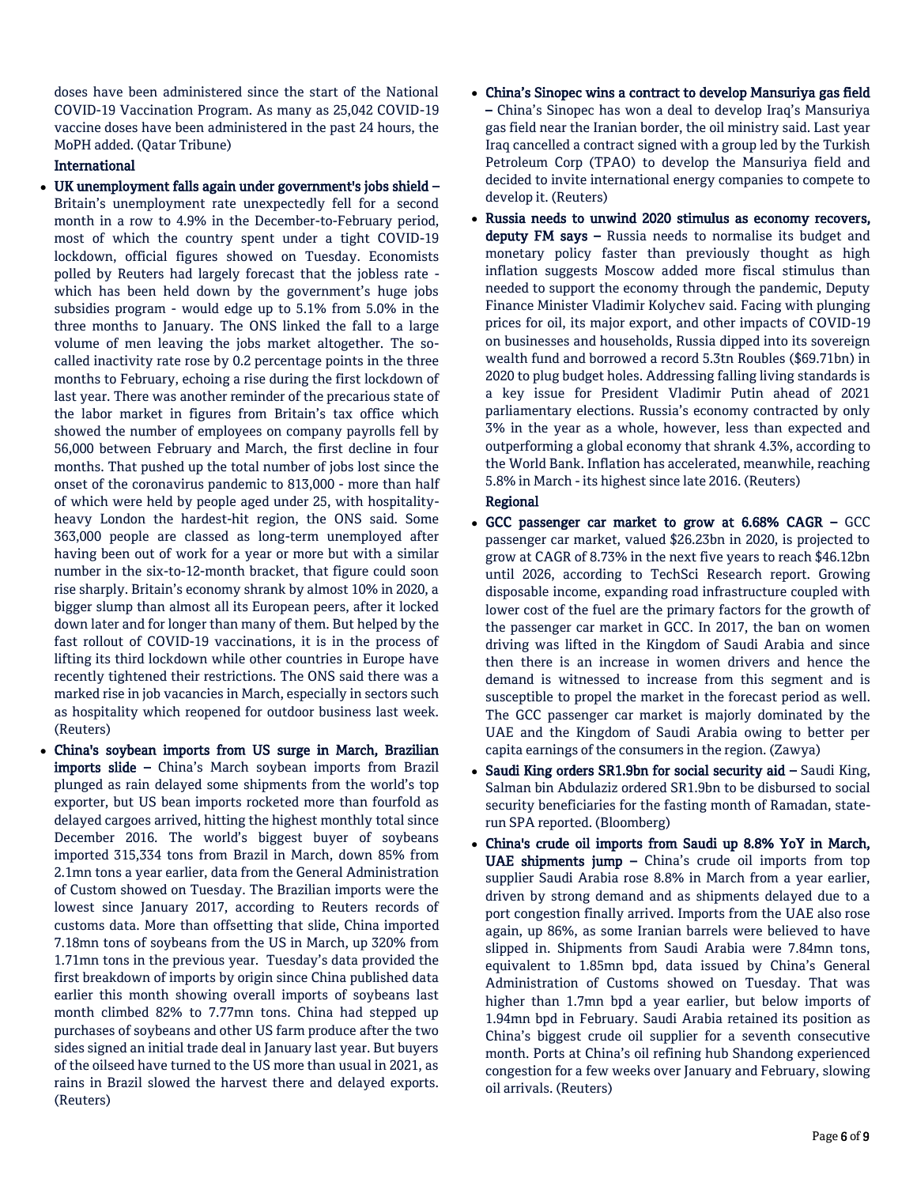doses have been administered since the start of the National COVID-19 Vaccination Program. As many as 25,042 COVID-19 vaccine doses have been administered in the past 24 hours, the MoPH added. (Qatar Tribune)

## International

- **UK unemployment falls again under government's jobs shield –** Britain's unemployment rate unexpectedly fell for a second month in a row to 4.9% in the December-to-February period, most of which the country spent under a tight COVID-19 lockdown, official figures showed on Tuesday. Economists polled by Reuters had largely forecast that the jobless rate - which has been held down by the government's huge jobs subsidies program - would edge up to 5.1% from 5.0% in the three months to January. The ONS linked the fall to a large volume of men leaving the jobs market altogether. The so-called inactivity rate rose by 0.2 percentage points in the three months to February, echoing a rise during the first lockdown of last year. There was another reminder of the precarious state of the labor market in figures from Britain's tax office which showed the number of employees on company payrolls fell by 56,000 between February and March, the first decline in four months. That pushed up the total number of jobs lost since the onset of the coronavirus pandemic to 813,000 - more than half of which were held by people aged under 25, with hospitality-heavy London the hardest-hit region, the ONS said. Some 363,000 people are classed as long-term unemployed after having been out of work for a year or more but with a similar number in the six-to-12-month bracket, that figure could soon rise sharply. Britain's economy shrank by almost 10% in 2020, a bigger slump than almost all its European peers, after it locked down later and for longer than many of them. But helped by the fast rollout of COVID-19 vaccinations, it is in the process of lifting its third lockdown while other countries in Europe have recently tightened their restrictions. The ONS said there was a marked rise in job vacancies in March, especially in sectors such as hospitality which reopened for outdoor business last week. (Reuters)
- **China's soybean imports from US surge in March, Brazilian imports slide –** China's March soybean imports from Brazil plunged as rain delayed some shipments from the world's top exporter, but US bean imports rocketed more than fourfold as delayed cargoes arrived, hitting the highest monthly total since December 2016. The world's biggest buyer of soybeans imported 315,334 tons from Brazil in March, down 85% from 2.1mn tons a year earlier, data from the General Administration of Custom showed on Tuesday. The Brazilian imports were the lowest since January 2017, according to Reuters records of customs data. More than offsetting that slide, China imported 7.18mn tons of soybeans from the US in March, up 320% from 1.71mn tons in the previous year. Tuesday's data provided the first breakdown of imports by origin since China published data earlier this month showing overall imports of soybeans last month climbed 82% to 7.77mn tons. China had stepped up purchases of soybeans and other US farm produce after the two sides signed an initial trade deal in January last year. But buyers of the oilseed have turned to the US more than usual in 2021, as rains in Brazil slowed the harvest there and delayed exports. (Reuters)
- **China's Sinopec wins a contract to develop Mansuriya gas field –** China's Sinopec has won a deal to develop Iraq's Mansuriya gas field near the Iranian border, the oil ministry said. Last year Iraq cancelled a contract signed with a group led by the Turkish Petroleum Corp (TPAO) to develop the Mansuriya field and decided to invite international energy companies to compete to develop it. (Reuters)
- **Russia needs to unwind 2020 stimulus as economy recovers, deputy FM says –** Russia needs to normalise its budget and monetary policy faster than previously thought as high inflation suggests Moscow added more fiscal stimulus than needed to support the economy through the pandemic, Deputy Finance Minister Vladimir Kolychev said. Facing with plunging prices for oil, its major export, and other impacts of COVID-19 on businesses and households, Russia dipped into its sovereign wealth fund and borrowed a record 5.3tn Roubles ($69.71bn) in 2020 to plug budget holes. Addressing falling living standards is a key issue for President Vladimir Putin ahead of 2021 parliamentary elections. Russia's economy contracted by only 3% in the year as a whole, however, less than expected and outperforming a global economy that shrank 4.3%, according to the World Bank. Inflation has accelerated, meanwhile, reaching 5.8% in March - its highest since late 2016. (Reuters)

## Regional

- **GCC passenger car market to grow at 6.68% CAGR –** GCC passenger car market, valued $26.23bn in 2020, is projected to grow at CAGR of 8.73% in the next five years to reach $46.12bn until 2026, according to TechSci Research report. Growing disposable income, expanding road infrastructure coupled with lower cost of the fuel are the primary factors for the growth of the passenger car market in GCC. In 2017, the ban on women driving was lifted in the Kingdom of Saudi Arabia and since then there is an increase in women drivers and hence the demand is witnessed to increase from this segment and is susceptible to propel the market in the forecast period as well. The GCC passenger car market is majorly dominated by the UAE and the Kingdom of Saudi Arabia owing to better per capita earnings of the consumers in the region. (Zawya)
- **Saudi King orders SR1.9bn for social security aid –** Saudi King, Salman bin Abdulaziz ordered SR1.9bn to be disbursed to social security beneficiaries for the fasting month of Ramadan, state-run SPA reported. (Bloomberg)
- **China's crude oil imports from Saudi up 8.8% YoY in March, UAE shipments jump –** China's crude oil imports from top supplier Saudi Arabia rose 8.8% in March from a year earlier, driven by strong demand and as shipments delayed due to a port congestion finally arrived. Imports from the UAE also rose again, up 86%, as some Iranian barrels were believed to have slipped in. Shipments from Saudi Arabia were 7.84mn tons, equivalent to 1.85mn bpd, data issued by China's General Administration of Customs showed on Tuesday. That was higher than 1.7mn bpd a year earlier, but below imports of 1.94mn bpd in February. Saudi Arabia retained its position as China's biggest crude oil supplier for a seventh consecutive month. Ports at China's oil refining hub Shandong experienced congestion for a few weeks over January and February, slowing oil arrivals. (Reuters)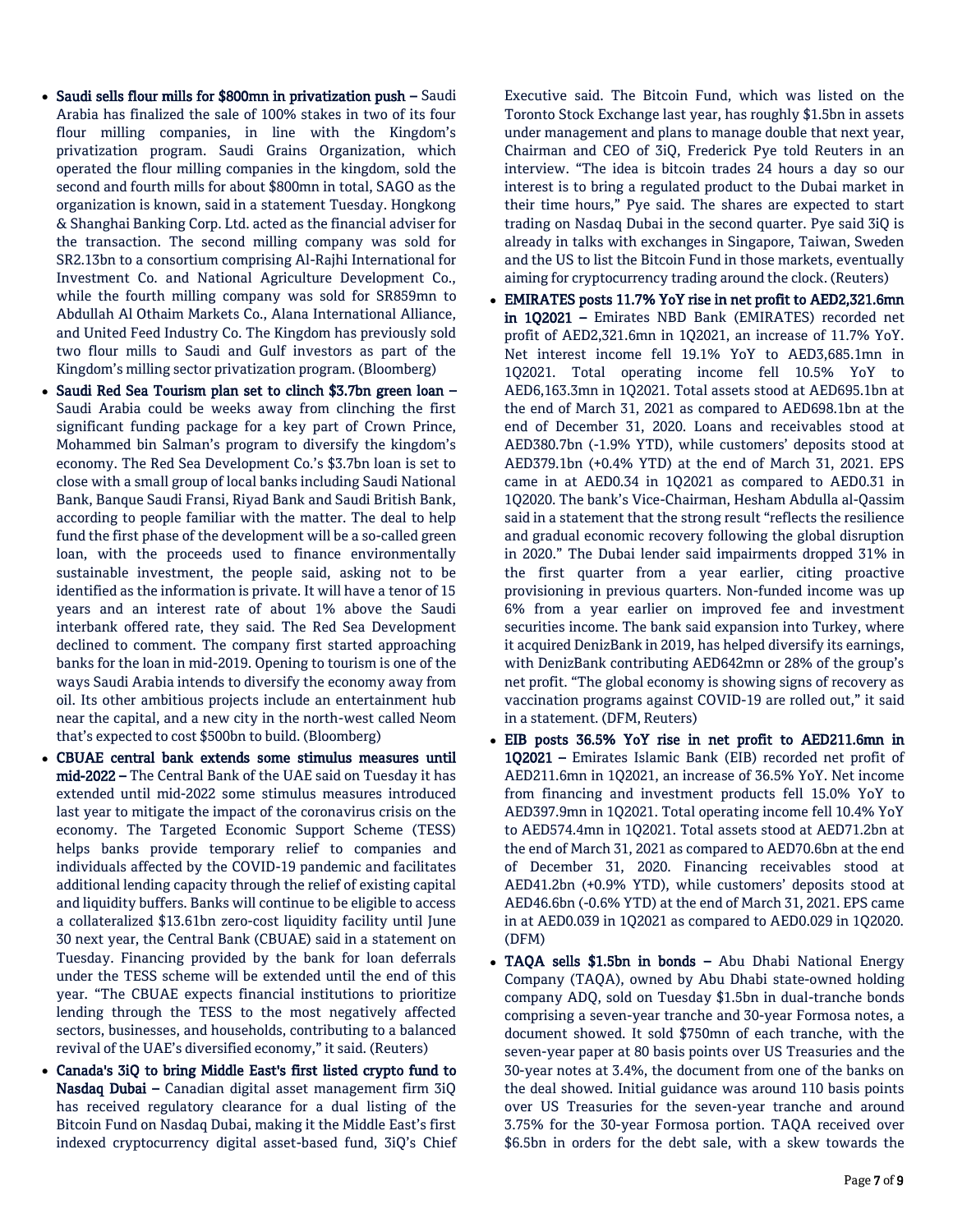- **Saudi sells flour mills for $800mn in privatization push –** Saudi Arabia has finalized the sale of 100% stakes in two of its four flour milling companies, in line with the Kingdom's privatization program. Saudi Grains Organization, which operated the flour milling companies in the kingdom, sold the second and fourth mills for about $800mn in total, SAGO as the organization is known, said in a statement Tuesday. Hongkong & Shanghai Banking Corp. Ltd. acted as the financial adviser for the transaction. The second milling company was sold for SR2.13bn to a consortium comprising Al-Rajhi International for Investment Co. and National Agriculture Development Co., while the fourth milling company was sold for SR859mn to Abdullah Al Othaim Markets Co., Alana International Alliance, and United Feed Industry Co. The Kingdom has previously sold two flour mills to Saudi and Gulf investors as part of the Kingdom's milling sector privatization program. (Bloomberg)
- **Saudi Red Sea Tourism plan set to clinch $3.7bn green loan –** Saudi Arabia could be weeks away from clinching the first significant funding package for a key part of Crown Prince, Mohammed bin Salman's program to diversify the kingdom's economy. The Red Sea Development Co.'s $3.7bn loan is set to close with a small group of local banks including Saudi National Bank, Banque Saudi Fransi, Riyad Bank and Saudi British Bank, according to people familiar with the matter. The deal to help fund the first phase of the development will be a so-called green loan, with the proceeds used to finance environmentally sustainable investment, the people said, asking not to be identified as the information is private. It will have a tenor of 15 years and an interest rate of about 1% above the Saudi interbank offered rate, they said. The Red Sea Development declined to comment. The company first started approaching banks for the loan in mid-2019. Opening to tourism is one of the ways Saudi Arabia intends to diversify the economy away from oil. Its other ambitious projects include an entertainment hub near the capital, and a new city in the north-west called Neom that's expected to cost $500bn to build. (Bloomberg)
- **CBUAE central bank extends some stimulus measures until mid-2022 –** The Central Bank of the UAE said on Tuesday it has extended until mid-2022 some stimulus measures introduced last year to mitigate the impact of the coronavirus crisis on the economy. The Targeted Economic Support Scheme (TESS) helps banks provide temporary relief to companies and individuals affected by the COVID-19 pandemic and facilitates additional lending capacity through the relief of existing capital and liquidity buffers. Banks will continue to be eligible to access a collateralized $13.61bn zero-cost liquidity facility until June 30 next year, the Central Bank (CBUAE) said in a statement on Tuesday. Financing provided by the bank for loan deferrals under the TESS scheme will be extended until the end of this year. "The CBUAE expects financial institutions to prioritize lending through the TESS to the most negatively affected sectors, businesses, and households, contributing to a balanced revival of the UAE's diversified economy," it said. (Reuters)
- **Canada's 3iQ to bring Middle East's first listed crypto fund to Nasdaq Dubai –** Canadian digital asset management firm 3iQ has received regulatory clearance for a dual listing of the Bitcoin Fund on Nasdaq Dubai, making it the Middle East's first indexed cryptocurrency digital asset-based fund, 3iQ's Chief Executive said. The Bitcoin Fund, which was listed on the Toronto Stock Exchange last year, has roughly $1.5bn in assets under management and plans to manage double that next year, Chairman and CEO of 3iQ, Frederick Pye told Reuters in an interview. "The idea is bitcoin trades 24 hours a day so our interest is to bring a regulated product to the Dubai market in their time hours," Pye said. The shares are expected to start trading on Nasdaq Dubai in the second quarter. Pye said 3iQ is already in talks with exchanges in Singapore, Taiwan, Sweden and the US to list the Bitcoin Fund in those markets, eventually aiming for cryptocurrency trading around the clock. (Reuters)
- **EMIRATES posts 11.7% YoY rise in net profit to AED2,321.6mn in 1Q2021 –** Emirates NBD Bank (EMIRATES) recorded net profit of AED2,321.6mn in 1Q2021, an increase of 11.7% YoY. Net interest income fell 19.1% YoY to AED3,685.1mn in 1Q2021. Total operating income fell 10.5% YoY to AED6,163.3mn in 1Q2021. Total assets stood at AED695.1bn at the end of March 31, 2021 as compared to AED698.1bn at the end of December 31, 2020. Loans and receivables stood at AED380.7bn (-1.9% YTD), while customers' deposits stood at AED379.1bn (+0.4% YTD) at the end of March 31, 2021. EPS came in at AED0.34 in 1Q2021 as compared to AED0.31 in 1Q2020. The bank's Vice-Chairman, Hesham Abdulla al-Qassim said in a statement that the strong result "reflects the resilience and gradual economic recovery following the global disruption in 2020." The Dubai lender said impairments dropped 31% in the first quarter from a year earlier, citing proactive provisioning in previous quarters. Non-funded income was up 6% from a year earlier on improved fee and investment securities income. The bank said expansion into Turkey, where it acquired DenizBank in 2019, has helped diversify its earnings, with DenizBank contributing AED642mn or 28% of the group's net profit. "The global economy is showing signs of recovery as vaccination programs against COVID-19 are rolled out," it said in a statement. (DFM, Reuters)
- **EIB posts 36.5% YoY rise in net profit to AED211.6mn in 1Q2021 –** Emirates Islamic Bank (EIB) recorded net profit of AED211.6mn in 1Q2021, an increase of 36.5% YoY. Net income from financing and investment products fell 15.0% YoY to AED397.9mn in 1Q2021. Total operating income fell 10.4% YoY to AED574.4mn in 1Q2021. Total assets stood at AED71.2bn at the end of March 31, 2021 as compared to AED70.6bn at the end of December 31, 2020. Financing receivables stood at AED41.2bn (+0.9% YTD), while customers' deposits stood at AED46.6bn (-0.6% YTD) at the end of March 31, 2021. EPS came in at AED0.039 in 1Q2021 as compared to AED0.029 in 1Q2020. (DFM)
- **TAQA sells $1.5bn in bonds –** Abu Dhabi National Energy Company (TAQA), owned by Abu Dhabi state-owned holding company ADQ, sold on Tuesday $1.5bn in dual-tranche bonds comprising a seven-year tranche and 30-year Formosa notes, a document showed. It sold $750mn of each tranche, with the seven-year paper at 80 basis points over US Treasuries and the 30-year notes at 3.4%, the document from one of the banks on the deal showed. Initial guidance was around 110 basis points over US Treasuries for the seven-year tranche and around 3.75% for the 30-year Formosa portion. TAQA received over $6.5bn in orders for the debt sale, with a skew towards the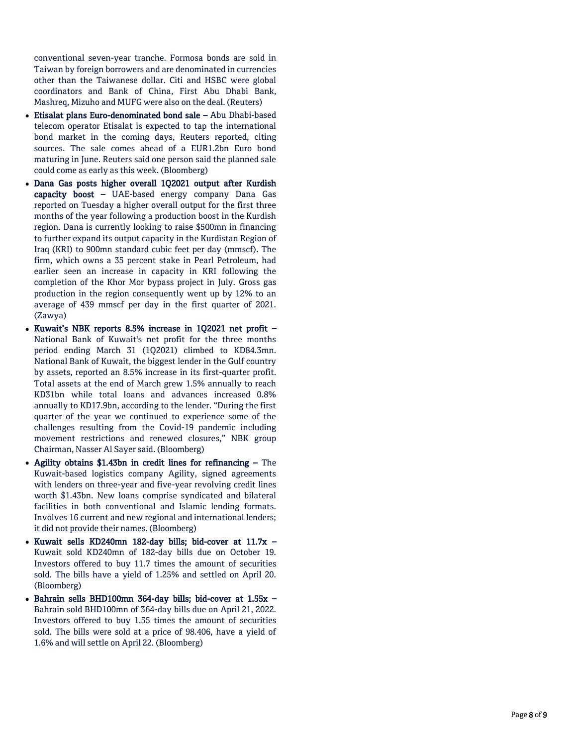conventional seven-year tranche. Formosa bonds are sold in Taiwan by foreign borrowers and are denominated in currencies other than the Taiwanese dollar. Citi and HSBC were global coordinators and Bank of China, First Abu Dhabi Bank, Mashreq, Mizuho and MUFG were also on the deal. (Reuters)

- **Etisalat plans Euro-denominated bond sale –** Abu Dhabi-based telecom operator Etisalat is expected to tap the international bond market in the coming days, Reuters reported, citing sources. The sale comes ahead of a EUR1.2bn Euro bond maturing in June. Reuters said one person said the planned sale could come as early as this week. (Bloomberg)
- **Dana Gas posts higher overall 1Q2021 output after Kurdish capacity boost –** UAE-based energy company Dana Gas reported on Tuesday a higher overall output for the first three months of the year following a production boost in the Kurdish region. Dana is currently looking to raise $500mn in financing to further expand its output capacity in the Kurdistan Region of Iraq (KRI) to 900mn standard cubic feet per day (mmscf). The firm, which owns a 35 percent stake in Pearl Petroleum, had earlier seen an increase in capacity in KRI following the completion of the Khor Mor bypass project in July. Gross gas production in the region consequently went up by 12% to an average of 439 mmscf per day in the first quarter of 2021. (Zawya)
- **Kuwait's NBK reports 8.5% increase in 1Q2021 net profit –** National Bank of Kuwait's net profit for the three months period ending March 31 (1Q2021) climbed to KD84.3mn. National Bank of Kuwait, the biggest lender in the Gulf country by assets, reported an 8.5% increase in its first-quarter profit. Total assets at the end of March grew 1.5% annually to reach KD31bn while total loans and advances increased 0.8% annually to KD17.9bn, according to the lender. "During the first quarter of the year we continued to experience some of the challenges resulting from the Covid-19 pandemic including movement restrictions and renewed closures," NBK group Chairman, Nasser Al Sayer said. (Bloomberg)
- **Agility obtains $1.43bn in credit lines for refinancing –** The Kuwait-based logistics company Agility, signed agreements with lenders on three-year and five-year revolving credit lines worth $1.43bn. New loans comprise syndicated and bilateral facilities in both conventional and Islamic lending formats. Involves 16 current and new regional and international lenders; it did not provide their names. (Bloomberg)
- **Kuwait sells KD240mn 182-day bills; bid-cover at 11.7x –** Kuwait sold KD240mn of 182-day bills due on October 19. Investors offered to buy 11.7 times the amount of securities sold. The bills have a yield of 1.25% and settled on April 20. (Bloomberg)
- **Bahrain sells BHD100mn 364-day bills; bid-cover at 1.55x –** Bahrain sold BHD100mn of 364-day bills due on April 21, 2022. Investors offered to buy 1.55 times the amount of securities sold. The bills were sold at a price of 98.406, have a yield of 1.6% and will settle on April 22. (Bloomberg)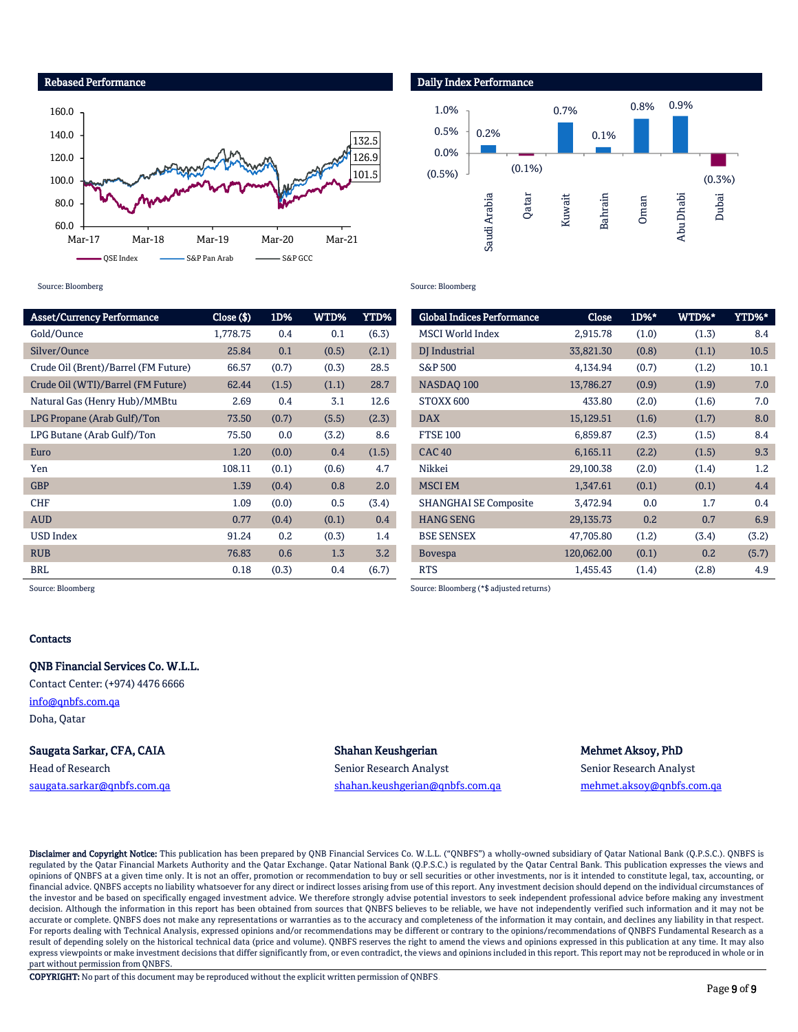## Rebased Performance

160.0
140.0
120.0
100.0
80.0
60.0
Mar-17
Mar-18
Mar-19
Mar-20
Mar-21
132.5
126.9
101.5
QSE Index
S&P Pan Arab
S&P GCC

Source: Bloomberg

## Daily Index Performance

1.0%
0.5%
0.0%
(0.5%)
0.2%
(0.1%)
0.7%
0.1%
0.8%
0.9%
(0.3%)
Saudi Arabia
Qatar
Kuwait
Bahrain
Oman
Abu Dhabi
Dubai

Source: Bloomberg

| Asset/Currency Performance | Close ($) | 1D% | WTD% | YTD% |
|---|---|---|---|---|
| Gold/Ounce | 1,778.75 | 0.4 | 0.1 | (6.3) |
| Silver/Ounce | 25.84 | 0.1 | (0.5) | (2.1) |
| Crude Oil (Brent)/Barrel (FM Future) | 66.57 | (0.7) | (0.3) | 28.5 |
| Crude Oil (WTI)/Barrel (FM Future) | 62.44 | (1.5) | (1.1) | 28.7 |
| Natural Gas (Henry Hub)/MMBtu | 2.69 | 0.4 | 3.1 | 12.6 |
| LPG Propane (Arab Gulf)/Ton | 73.50 | (0.7) | (5.5) | (2.3) |
| LPG Butane (Arab Gulf)/Ton | 75.50 | 0.0 | (3.2) | 8.6 |
| Euro | 1.20 | (0.0) | 0.4 | (1.5) |
| Yen | 108.11 | (0.1) | (0.6) | 4.7 |
| GBP | 1.39 | (0.4) | 0.8 | 2.0 |
| CHF | 1.09 | (0.0) | 0.5 | (3.4) |
| AUD | 0.77 | (0.4) | (0.1) | 0.4 |
| USD Index | 91.24 | 0.2 | (0.3) | 1.4 |
| RUB | 76.83 | 0.6 | 1.3 | 3.2 |
| BRL | 0.18 | (0.3) | 0.4 | (6.7) |

Source: Bloomberg

| Global Indices Performance | Close | 1D%* | WTD%* | YTD%* |
|---|---|---|---|---|
| MSCI World Index | 2,915.78 | (1.0) | (1.3) | 8.4 |
| DJ Industrial | 33,821.30 | (0.8) | (1.1) | 10.5 |
| S&P 500 | 4,134.94 | (0.7) | (1.2) | 10.1 |
| NASDAQ 100 | 13,786.27 | (0.9) | (1.9) | 7.0 |
| STOXX 600 | 433.80 | (2.0) | (1.6) | 7.0 |
| DAX | 15,129.51 | (1.6) | (1.7) | 8.0 |
| FTSE 100 | 6,859.87 | (2.3) | (1.5) | 8.4 |
| CAC 40 | 6,165.11 | (2.2) | (1.5) | 9.3 |
| Nikkei | 29,100.38 | (2.0) | (1.4) | 1.2 |
| MSCI EM | 1,347.61 | (0.1) | (0.1) | 4.4 |
| SHANGHAI SE Composite | 3,472.94 | 0.0 | 1.7 | 0.4 |
| HANG SENG | 29,135.73 | 0.2 | 0.7 | 6.9 |
| BSE SENSEX | 47,705.80 | (1.2) | (3.4) | (3.2) |
| Bovespa | 120,062.00 | (0.1) | 0.2 | (5.7) |
| RTS | 1,455.43 | (1.4) | (2.8) | 4.9 |

Source: Bloomberg (*$ adjusted returns)

**Contacts**

**QNB Financial Services Co. W.L.L.**
Contact Center: (+974) 4476 6666
info@qnbfs.com.qa
Doha, Qatar

**Saugata Sarkar, CFA, CAIA**
Head of Research
saugata.sarkar@qnbfs.com.qa

**Shahan Keushgerian**
Senior Research Analyst
shahan.keushgerian@qnbfs.com.qa

**Mehmet Aksoy, PhD**
Senior Research Analyst
mehmet.aksoy@qnbfs.com.qa

**Disclaimer and Copyright Notice:** This publication has been prepared by QNB Financial Services Co. W.L.L. ("QNBFS") a wholly-owned subsidiary of Qatar National Bank (Q.P.S.C.). QNBFS is regulated by the Qatar Financial Markets Authority and the Qatar Exchange. Qatar National Bank (Q.P.S.C.) is regulated by the Qatar Central Bank. This publication expresses the views and opinions of QNBFS at a given time only. It is not an offer, promotion or recommendation to buy or sell securities or other investments, nor is it intended to constitute legal, tax, accounting, or financial advice. QNBFS accepts no liability whatsoever for any direct or indirect losses arising from use of this report. Any investment decision should depend on the individual circumstances of the investor and be based on specifically engaged investment advice. We therefore strongly advise potential investors to seek independent professional advice before making any investment decision. Although the information in this report has been obtained from sources that QNBFS believes to be reliable, we have not independently verified such information and it may not be accurate or complete. QNBFS does not make any representations or warranties as to the accuracy and completeness of the information it may contain, and declines any liability in that respect. For reports dealing with Technical Analysis, expressed opinions and/or recommendations may be different or contrary to the opinions/recommendations of QNBFS Fundamental Research as a result of depending solely on the historical technical data (price and volume). QNBFS reserves the right to amend the views and opinions expressed in this publication at any time. It may also express viewpoints or make investment decisions that differ significantly from, or even contradict, the views and opinions included in this report. This report may not be reproduced in whole or in part without permission from QNBFS.

**COPYRIGHT:** No part of this document may be reproduced without the explicit written permission of QNBFS